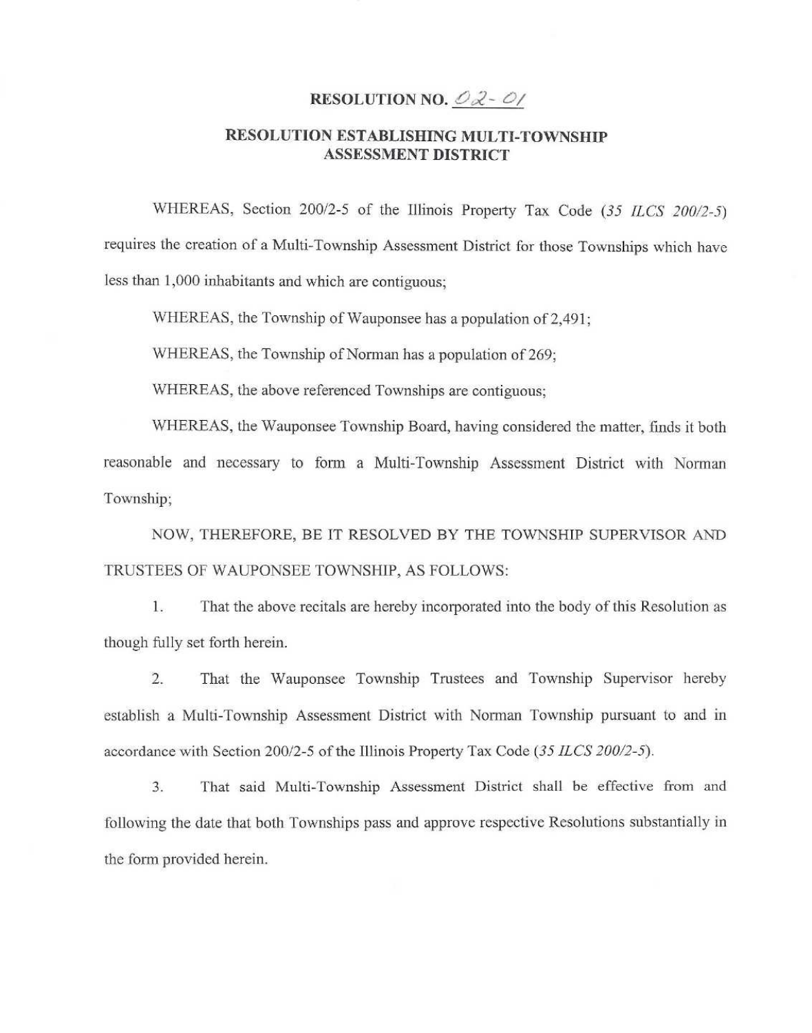# RESOLUTION NO. 02-01

## RESOLUTION ESTABLISHING MULTI-TOWNSHIP ASSESSMENT DISTRICT

WHEREAS, Section 200/2-5 of the Illinois Property Tax Code (*35 ILCS 200/2-5*) requires the creation of a Multi-Township Assessment District for those Townships which have less than 1,000 inhabitants and which are contiguous;

WHEREAS, the Township of Wauponsee has a population of 2,491;

WHEREAS, the Township of Norman has a population of 269;

WHEREAS, the above referenced Townships are contiguous;

WHEREAS, the Wauponsee Township Board, having considered the matter, finds it both reasonable and necessary to form a Multi-Township Assessment District with Norman Township;

NOW, THEREFORE, BE IT RESOLVED BY THE TOWNSHIP SUPERVISOR AND TRUSTEES OF WAUPONSEE TOWNSHIP, AS FOLLOWS:

1. That the above recitals are hereby incorporated into the body of this Resolution as though fully set forth herein.

2. That the Wauponsee Township Trustees and Township Supervisor hereby establish a Multi-Township Assessment District with Norman Township pursuant to and in accordance with Section 200/2-5 of the Illinois Property Tax Code (*35 ILCS 200/2-5*).

3. That said Multi-Township Assessment District shall be effective from and following the date that both Townships pass and approve respective Resolutions substantially in the form provided herein.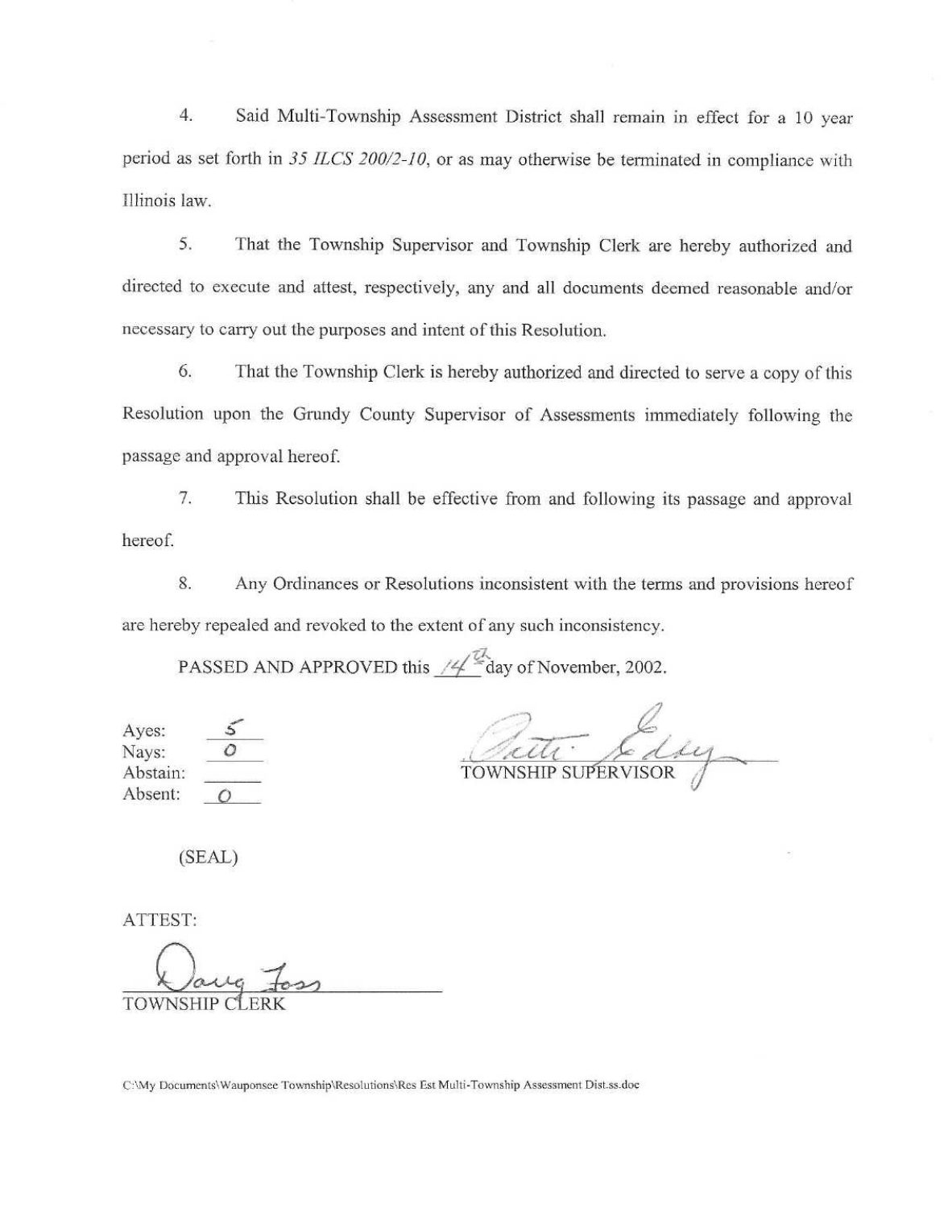4. Said Multi-Township Assessment District shall remain in effect for a 10 year period as set forth in *35 ILCS 200/2-10*, or as may otherwise be terminated in compliance with Illinois law.

5. That the Township Supervisor and Township Clerk are hereby authorized and directed to execute and attest, respectively, any and all documents deemed reasonable and/or necessary to carry out the purposes and intent of this Resolution.

6. That the Township Clerk is hereby authorized and directed to serve a copy of this Resolution upon the Grundy County Supervisor of Assessments immediately following the passage and approval hereof.

7. This Resolution shall be effective from and following its passage and approval hereof.

8. Any Ordinances or Resolutions inconsistent with the terms and provisions hereof are hereby repealed and revoked to the extent of any such inconsistency.

PASSED AND APPROVED this 14th day of November, 2002.

Ayes: 5
Nays: 0
Abstain: 
Absent: 0

Patti Edey
TOWNSHIP SUPERVISOR

(SEAL)

ATTEST:

Doug Foss
TOWNSHIP CLERK

C:\My Documents\Wauponsee Township\Resolutions\Res Est Multi-Township Assessment Dist.ss.doc